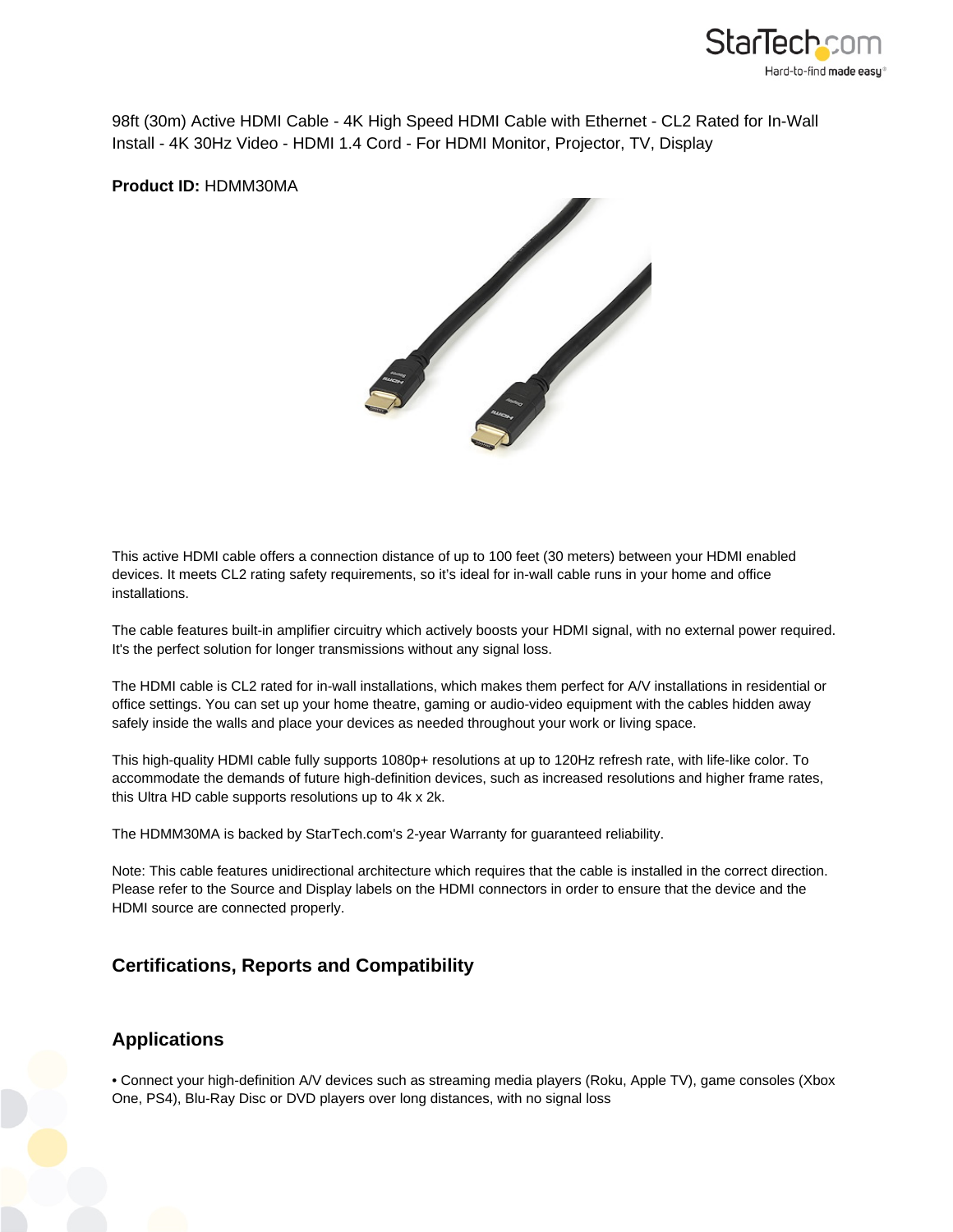98ft (30m) Active HDMI Cable - 4K High Speed HDMI Cable with Ethernet - CL2 Rated for In-Wall Install - 4K 30Hz Video - HDMI 1.4 Cord - For HDMI Monitor, Projector, TV, Display

**Product ID:** HDMM30MA

This active HDMI cable offers a connection distance of up to 100 feet (30 meters) between your HDMI enabled devices. It meets CL2 rating safety requirements, so it's ideal for in-wall cable runs in your home and office installations.

The cable features built-in amplifier circuitry which actively boosts your HDMI signal, with no external power required. It's the perfect solution for longer transmissions without any signal loss.

The HDMI cable is CL2 rated for in-wall installations, which makes them perfect for A/V installations in residential or office settings. You can set up your home theatre, gaming or audio-video equipment with the cables hidden away safely inside the walls and place your devices as needed throughout your work or living space.

This high-quality HDMI cable fully supports 1080p+ resolutions at up to 120Hz refresh rate, with life-like color. To accommodate the demands of future high-definition devices, such as increased resolutions and higher frame rates, this Ultra HD cable supports resolutions up to 4k x 2k.

The HDMM30MA is backed by StarTech.com's 2-year Warranty for guaranteed reliability.

Note: This cable features unidirectional architecture which requires that the cable is installed in the correct direction. Please refer to the Source and Display labels on the HDMI connectors in order to ensure that the device and the HDMI source are connected properly.

## Certifications, Reports and Compatibility

## Applications

• Connect your high-definition A/V devices such as streaming media players (Roku, Apple TV), game consoles (Xbox One, PS4), Blu-Ray Disc or DVD players over long distances, with no signal loss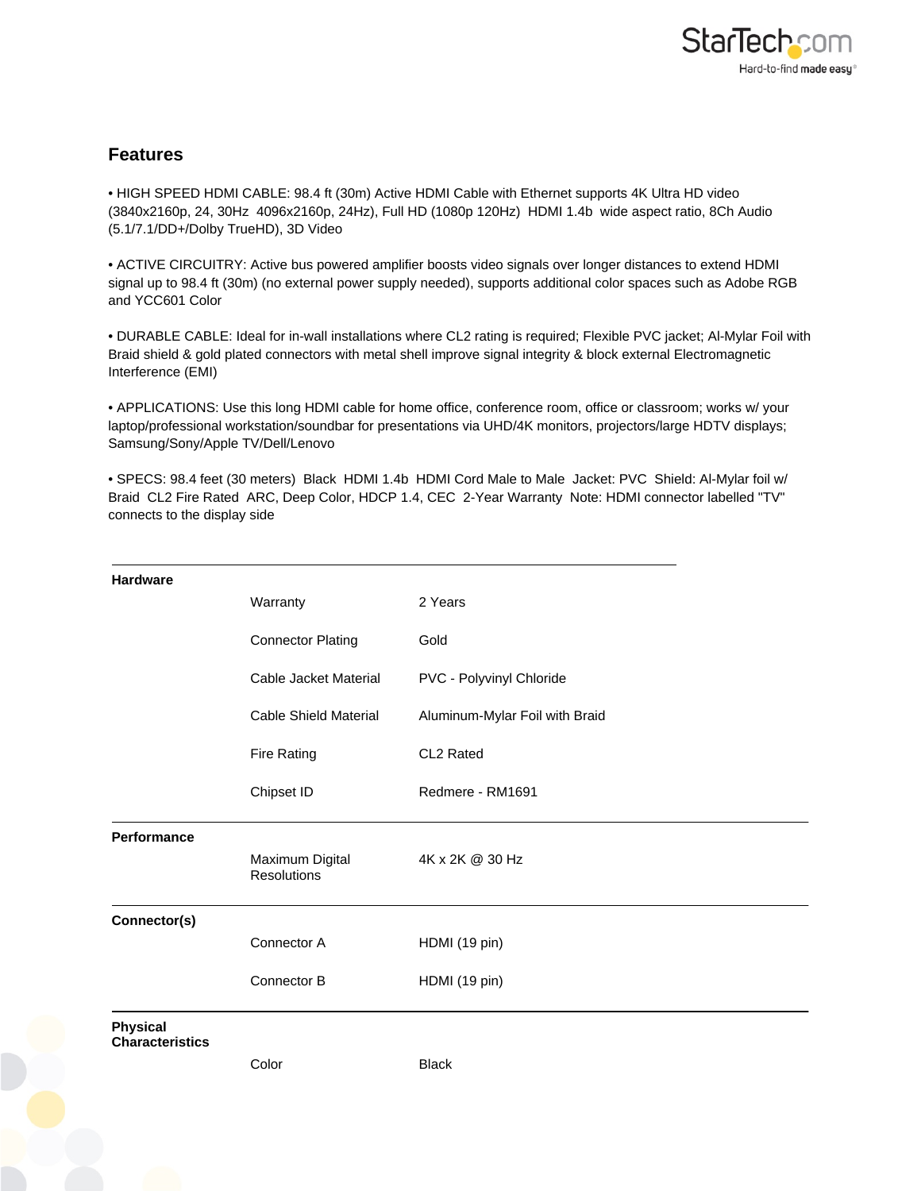## Features

• HIGH SPEED HDMI CABLE: 98.4 ft (30m) Active HDMI Cable with Ethernet supports 4K Ultra HD video (3840x2160p, 24, 30Hz 4096x2160p, 24Hz), Full HD (1080p 120Hz) HDMI 1.4b wide aspect ratio, 8Ch Audio (5.1/7.1/DD+/Dolby TrueHD), 3D Video

• ACTIVE CIRCUITRY: Active bus powered amplifier boosts video signals over longer distances to extend HDMI signal up to 98.4 ft (30m) (no external power supply needed), supports additional color spaces such as Adobe RGB and YCC601 Color

• DURABLE CABLE: Ideal for in-wall installations where CL2 rating is required; Flexible PVC jacket; Al-Mylar Foil with Braid shield & gold plated connectors with metal shell improve signal integrity & block external Electromagnetic Interference (EMI)

• APPLICATIONS: Use this long HDMI cable for home office, conference room, office or classroom; works w/ your laptop/professional workstation/soundbar for presentations via UHD/4K monitors, projectors/large HDTV displays; Samsung/Sony/Apple TV/Dell/Lenovo

• SPECS: 98.4 feet (30 meters) Black HDMI 1.4b HDMI Cord Male to Male Jacket: PVC Shield: Al-Mylar foil w/ Braid CL2 Fire Rated ARC, Deep Color, HDCP 1.4, CEC 2-Year Warranty Note: HDMI connector labelled "TV" connects to the display side

| | | |
|---|---|---|
| **Hardware** | Warranty | 2 Years |
| | Connector Plating | Gold |
| | Cable Jacket Material | PVC - Polyvinyl Chloride |
| | Cable Shield Material | Aluminum-Mylar Foil with Braid |
| | Fire Rating | CL2 Rated |
| | Chipset ID | Redmere - RM1691 |
| **Performance** | Maximum Digital Resolutions | 4K x 2K @ 30 Hz |
| **Connector(s)** | Connector A | HDMI (19 pin) |
| | Connector B | HDMI (19 pin) |
| **Physical Characteristics** | Color | Black |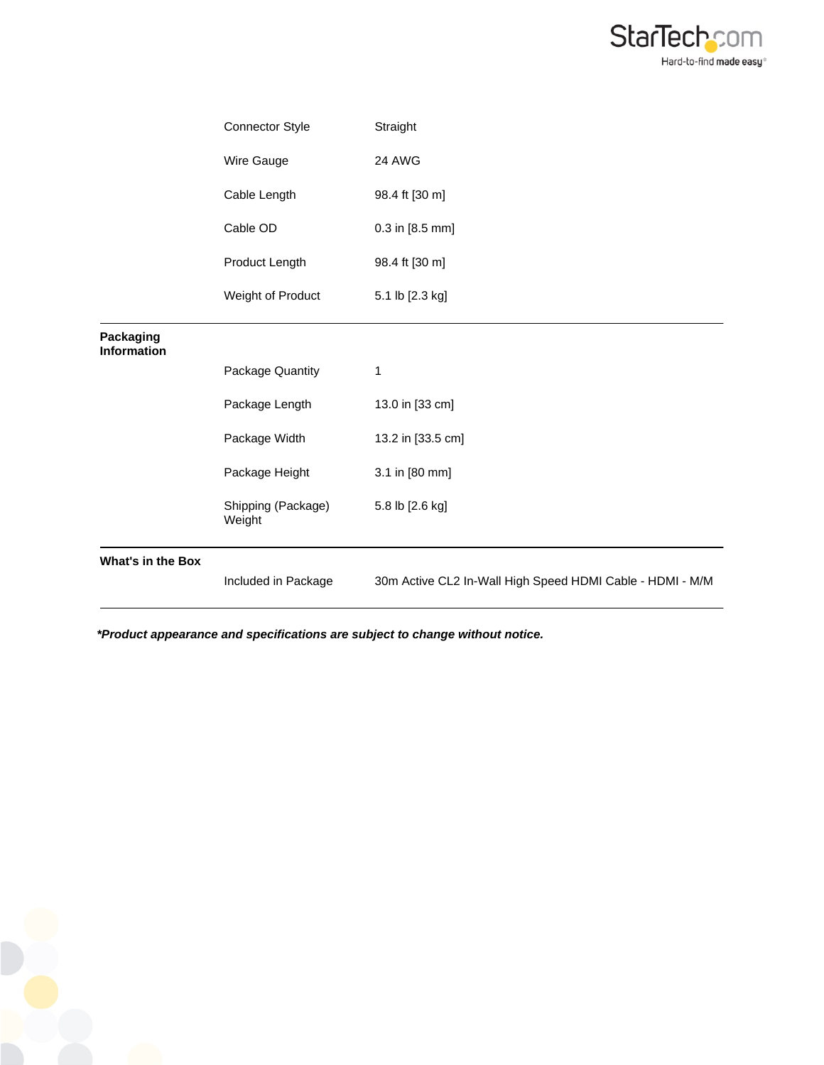| | | |
|---|---|---|
| | Connector Style | Straight |
| | Wire Gauge | 24 AWG |
| | Cable Length | 98.4 ft [30 m] |
| | Cable OD | 0.3 in [8.5 mm] |
| | Product Length | 98.4 ft [30 m] |
| | Weight of Product | 5.1 lb [2.3 kg] |
| **Packaging Information** | | |
| | Package Quantity | 1 |
| | Package Length | 13.0 in [33 cm] |
| | Package Width | 13.2 in [33.5 cm] |
| | Package Height | 3.1 in [80 mm] |
| | Shipping (Package) Weight | 5.8 lb [2.6 kg] |
| **What's in the Box** | | |
| | Included in Package | 30m Active CL2 In-Wall High Speed HDMI Cable - HDMI - M/M |

***Product appearance and specifications are subject to change without notice.***